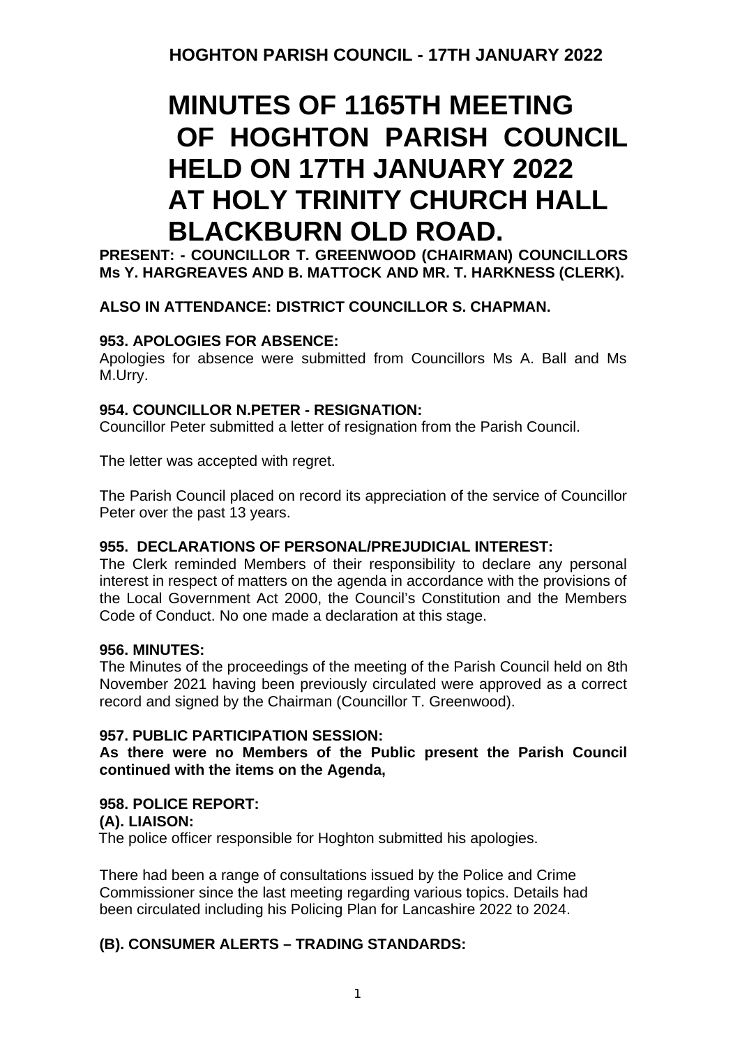HOGHTON PARISH COUNCIL - 17TH JANUARY 2022

# MINUTES OF 1165TH MEETING OF HOGHTON PARISH COUNCIL HELD ON 17TH JANUARY 2022 AT HOLY TRINITY CHURCH HALL BLACKBURN OLD ROAD.

**PRESENT: - COUNCILLOR T. GREENWOOD (CHAIRMAN) COUNCILLORS Ms Y. HARGREAVES AND B. MATTOCK AND MR. T. HARKNESS (CLERK).**

**ALSO IN ATTENDANCE: DISTRICT COUNCILLOR S. CHAPMAN.**

### 953. APOLOGIES FOR ABSENCE:

Apologies for absence were submitted from Councillors Ms A. Ball and Ms M.Urry.

### 954. COUNCILLOR N.PETER - RESIGNATION:

Councillor Peter submitted a letter of resignation from the Parish Council.

The letter was accepted with regret.

The Parish Council placed on record its appreciation of the service of Councillor Peter over the past 13 years.

### 955. DECLARATIONS OF PERSONAL/PREJUDICIAL INTEREST:

The Clerk reminded Members of their responsibility to declare any personal interest in respect of matters on the agenda in accordance with the provisions of the Local Government Act 2000, the Council's Constitution and the Members Code of Conduct. No one made a declaration at this stage.

### 956. MINUTES:

The Minutes of the proceedings of the meeting of the Parish Council held on 8th November 2021 having been previously circulated were approved as a correct record and signed by the Chairman (Councillor T. Greenwood).

### 957. PUBLIC PARTICIPATION SESSION:

**As there were no Members of the Public present the Parish Council continued with the items on the Agenda,**

### 958. POLICE REPORT:

**(A). LIAISON:**

The police officer responsible for Hoghton submitted his apologies.

There had been a range of consultations issued by the Police and Crime Commissioner since the last meeting regarding various topics. Details had been circulated including his Policing Plan for Lancashire 2022 to 2024.

**(B). CONSUMER ALERTS – TRADING STANDARDS:**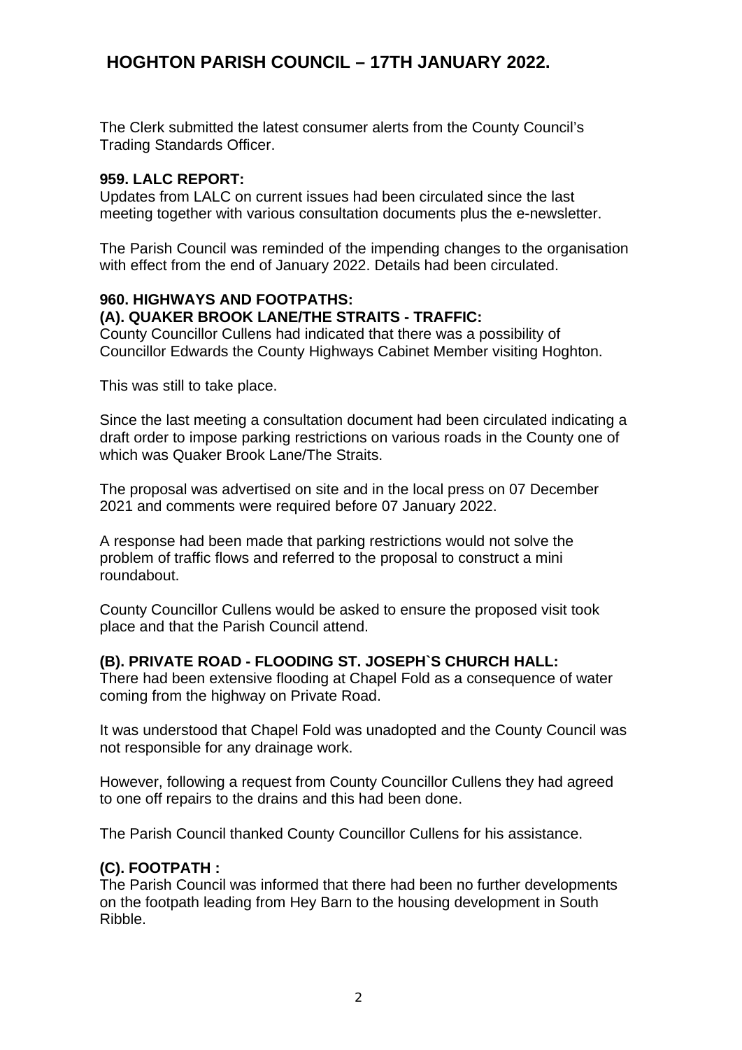# HOGHTON PARISH COUNCIL – 17TH JANUARY 2022.

The Clerk submitted the latest consumer alerts from the County Council's Trading Standards Officer.

### 959. LALC REPORT:

Updates from LALC on current issues had been circulated since the last meeting together with various consultation documents plus the e-newsletter.

The Parish Council was reminded of the impending changes to the organisation with effect from the end of January 2022. Details had been circulated.

### 960. HIGHWAYS AND FOOTPATHS:

#### (A). QUAKER BROOK LANE/THE STRAITS - TRAFFIC:

County Councillor Cullens had indicated that there was a possibility of Councillor Edwards the County Highways Cabinet Member visiting Hoghton.

This was still to take place.

Since the last meeting a consultation document had been circulated indicating a draft order to impose parking restrictions on various roads in the County one of which was Quaker Brook Lane/The Straits.

The proposal was advertised on site and in the local press on 07 December 2021 and comments were required before 07 January 2022.

A response had been made that parking restrictions would not solve the problem of traffic flows and referred to the proposal to construct a mini roundabout.

County Councillor Cullens would be asked to ensure the proposed visit took place and that the Parish Council attend.

#### (B). PRIVATE ROAD - FLOODING ST. JOSEPH`S CHURCH HALL:

There had been extensive flooding at Chapel Fold as a consequence of water coming from the highway on Private Road.

It was understood that Chapel Fold was unadopted and the County Council was not responsible for any drainage work.

However, following a request from County Councillor Cullens they had agreed to one off repairs to the drains and this had been done.

The Parish Council thanked County Councillor Cullens for his assistance.

#### (C). FOOTPATH :

The Parish Council was informed that there had been no further developments on the footpath leading from Hey Barn to the housing development in South Ribble.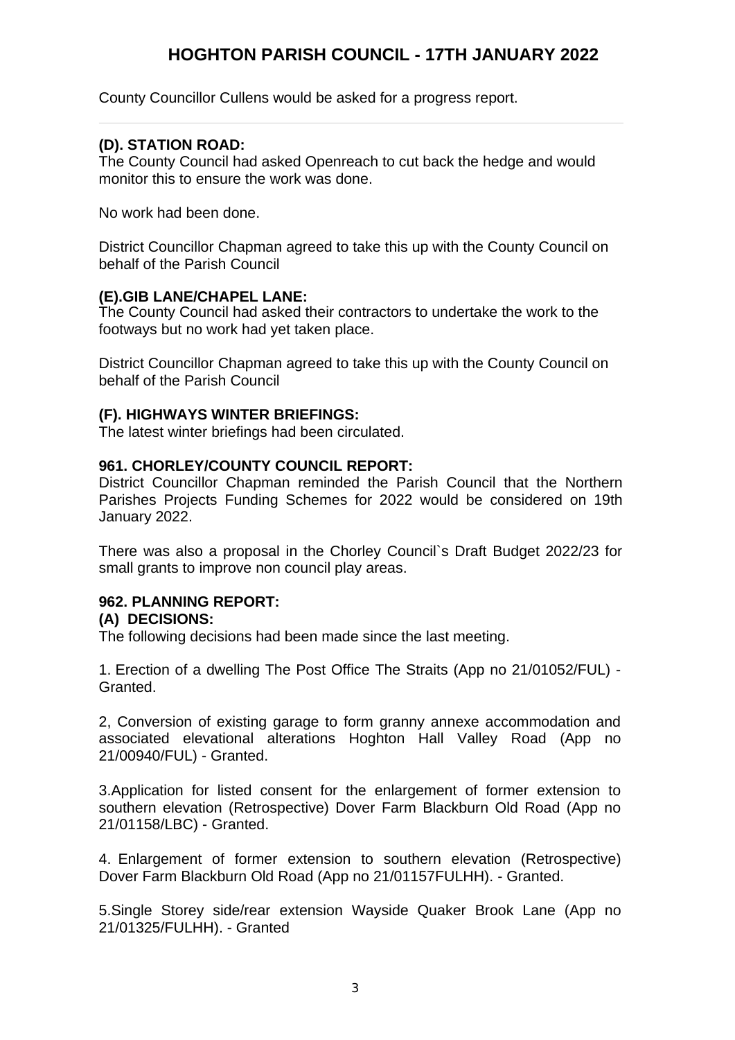County Councillor Cullens would be asked for a progress report.

---

**(D). STATION ROAD:**
The County Council had asked Openreach to cut back the hedge and would monitor this to ensure the work was done.

No work had been done.

District Councillor Chapman agreed to take this up with the County Council on behalf of the Parish Council

**(E).GIB LANE/CHAPEL LANE:**
The County Council had asked their contractors to undertake the work to the footways but no work had yet taken place.

District Councillor Chapman agreed to take this up with the County Council on behalf of the Parish Council

**(F). HIGHWAYS WINTER BRIEFINGS:**
The latest winter briefings had been circulated.

**961. CHORLEY/COUNTY COUNCIL REPORT:**
District Councillor Chapman reminded the Parish Council that the Northern Parishes Projects Funding Schemes for 2022 would be considered on 19th January 2022.

There was also a proposal in the Chorley Council`s Draft Budget 2022/23 for small grants to improve non council play areas.

**962. PLANNING REPORT:**
**(A) DECISIONS:**
The following decisions had been made since the last meeting.

1. Erection of a dwelling The Post Office The Straits (App no 21/01052/FUL) - Granted.

2, Conversion of existing garage to form granny annexe accommodation and associated elevational alterations Hoghton Hall Valley Road (App no 21/00940/FUL) - Granted.

3.Application for listed consent for the enlargement of former extension to southern elevation (Retrospective) Dover Farm Blackburn Old Road (App no 21/01158/LBC) - Granted.

4. Enlargement of former extension to southern elevation (Retrospective) Dover Farm Blackburn Old Road (App no 21/01157FULHH). - Granted.

5.Single Storey side/rear extension Wayside Quaker Brook Lane (App no 21/01325/FULHH). - Granted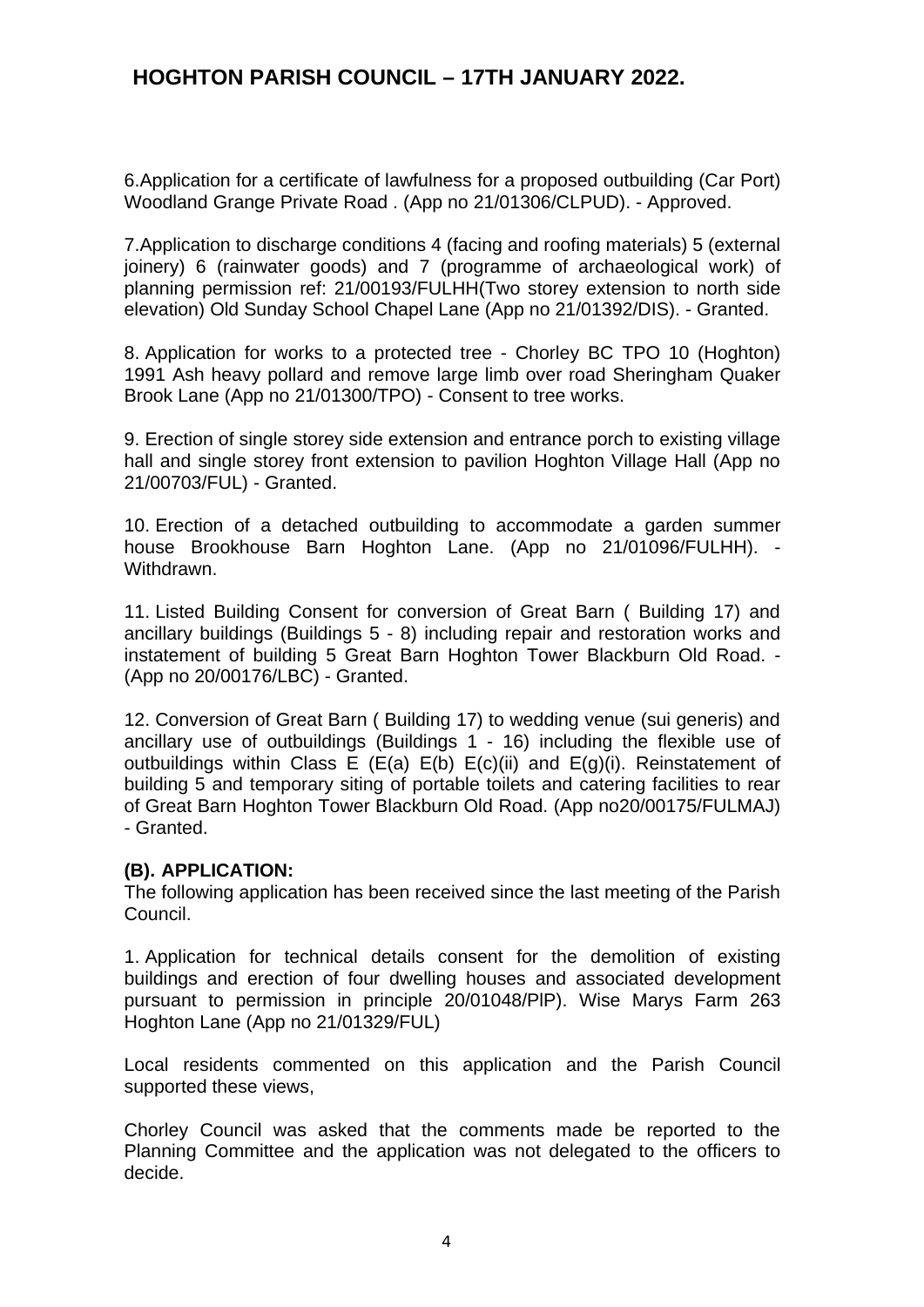# HOGHTON PARISH COUNCIL – 17TH JANUARY 2022.

6.Application for a certificate of lawfulness for a proposed outbuilding (Car Port) Woodland Grange Private Road . (App no 21/01306/CLPUD). - Approved.

7.Application to discharge conditions 4 (facing and roofing materials) 5 (external joinery) 6 (rainwater goods) and 7 (programme of archaeological work) of planning permission ref: 21/00193/FULHH(Two storey extension to north side elevation) Old Sunday School Chapel Lane (App no 21/01392/DIS). - Granted.

8. Application for works to a protected tree - Chorley BC TPO 10 (Hoghton) 1991 Ash heavy pollard and remove large limb over road Sheringham Quaker Brook Lane (App no 21/01300/TPO) - Consent to tree works.

9. Erection of single storey side extension and entrance porch to existing village hall and single storey front extension to pavilion Hoghton Village Hall (App no 21/00703/FUL) - Granted.

10. Erection of a detached outbuilding to accommodate a garden summer house Brookhouse Barn Hoghton Lane. (App no 21/01096/FULHH). - Withdrawn.

11. Listed Building Consent for conversion of Great Barn ( Building 17) and ancillary buildings (Buildings 5 - 8) including repair and restoration works and instatement of building 5 Great Barn Hoghton Tower Blackburn Old Road. - (App no 20/00176/LBC) - Granted.

12. Conversion of Great Barn ( Building 17) to wedding venue (sui generis) and ancillary use of outbuildings (Buildings 1 - 16) including the flexible use of outbuildings within Class E (E(a) E(b) E(c)(ii) and E(g)(i). Reinstatement of building 5 and temporary siting of portable toilets and catering facilities to rear of Great Barn Hoghton Tower Blackburn Old Road. (App no20/00175/FULMAJ) - Granted.

**(B). APPLICATION:**

The following application has been received since the last meeting of the Parish Council.

1. Application for technical details consent for the demolition of existing buildings and erection of four dwelling houses and associated development pursuant to permission in principle 20/01048/PIP). Wise Marys Farm 263 Hoghton Lane (App no 21/01329/FUL)

Local residents commented on this application and the Parish Council supported these views,

Chorley Council was asked that the comments made be reported to the Planning Committee and the application was not delegated to the officers to decide.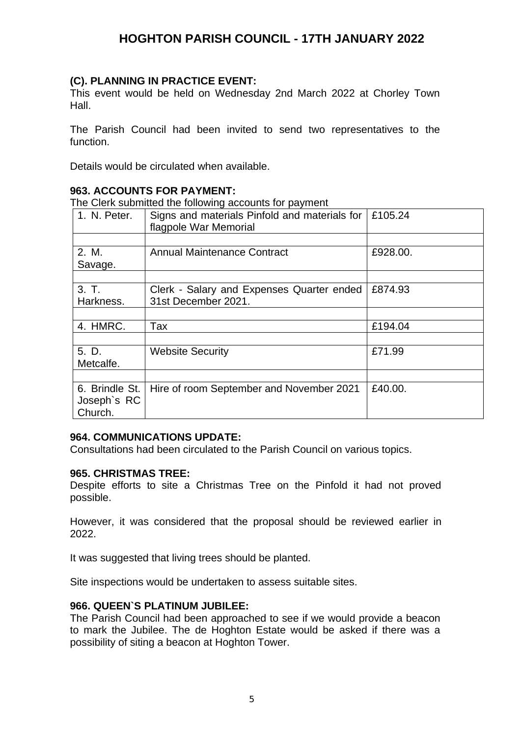# HOGHTON PARISH COUNCIL - 17TH JANUARY 2022

### (C). PLANNING IN PRACTICE EVENT:

This event would be held on Wednesday 2nd March 2022 at Chorley Town Hall.

The Parish Council had been invited to send two representatives to the function.

Details would be circulated when available.

### 963. ACCOUNTS FOR PAYMENT:

The Clerk submitted the following accounts for payment

| | | |
|---|---|---|
| 1. N. Peter. | Signs and materials Pinfold and materials for flagpole War Memorial | £105.24 |
| | | |
| 2. M. Savage. | Annual Maintenance Contract | £928.00. |
| | | |
| 3. T. Harkness. | Clerk - Salary and Expenses Quarter ended 31st December 2021. | £874.93 |
| | | |
| 4. HMRC. | Tax | £194.04 |
| | | |
| 5. D. Metcalfe. | Website Security | £71.99 |
| | | |
| 6. Brindle St. Joseph`s RC Church. | Hire of room September and November 2021 | £40.00. |

### 964. COMMUNICATIONS UPDATE:

Consultations had been circulated to the Parish Council on various topics.

### 965. CHRISTMAS TREE:

Despite efforts to site a Christmas Tree on the Pinfold it had not proved possible.

However, it was considered that the proposal should be reviewed earlier in 2022.

It was suggested that living trees should be planted.

Site inspections would be undertaken to assess suitable sites.

### 966. QUEEN`S PLATINUM JUBILEE:

The Parish Council had been approached to see if we would provide a beacon to mark the Jubilee. The de Hoghton Estate would be asked if there was a possibility of siting a beacon at Hoghton Tower.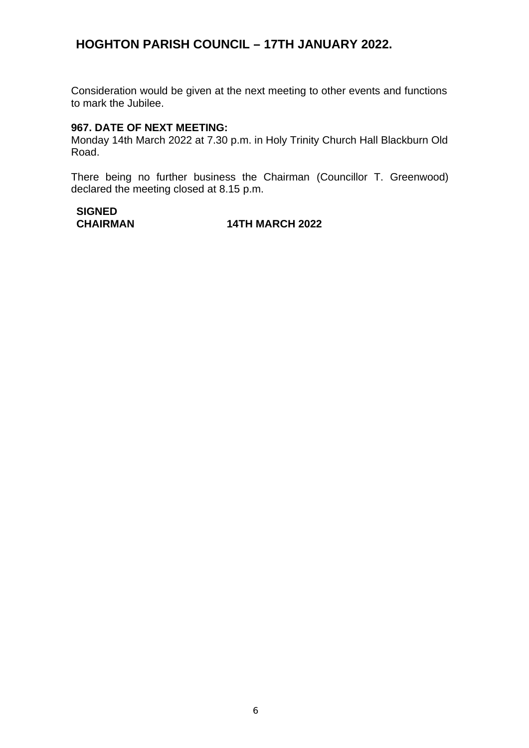Consideration would be given at the next meeting to other events and functions to mark the Jubilee.

**967. DATE OF NEXT MEETING:**
Monday 14th March 2022 at 7.30 p.m. in Holy Trinity Church Hall Blackburn Old Road.

There being no further business the Chairman (Councillor T. Greenwood) declared the meeting closed at 8.15 p.m.

**SIGNED**
**CHAIRMAN** **14TH MARCH 2022**